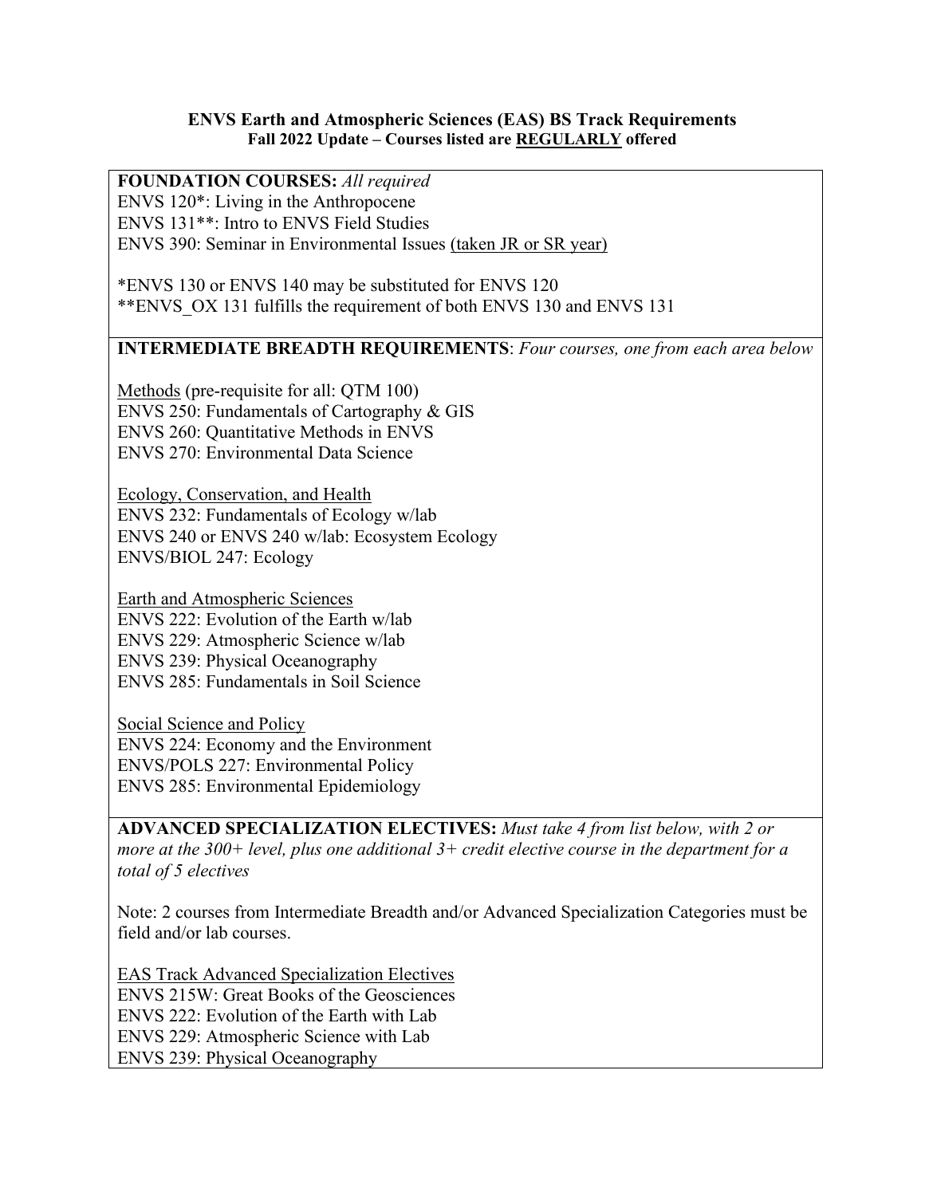# ENVS Earth and Atmospheric Sciences (EAS) BS Track Requirements

**Fall 2022 Update – Courses listed are REGULARLY offered**

**FOUNDATION COURSES:** *All required*

ENVS 120*: Living in the Anthropocene
ENVS 131**: Intro to ENVS Field Studies
ENVS 390: Seminar in Environmental Issues (taken JR or SR year)

*ENVS 130 or ENVS 140 may be substituted for ENVS 120
**ENVS_OX 131 fulfills the requirement of both ENVS 130 and ENVS 131

**INTERMEDIATE BREADTH REQUIREMENTS**: *Four courses, one from each area below*

Methods (pre-requisite for all: QTM 100)
ENVS 250: Fundamentals of Cartography & GIS
ENVS 260: Quantitative Methods in ENVS
ENVS 270: Environmental Data Science

Ecology, Conservation, and Health
ENVS 232: Fundamentals of Ecology w/lab
ENVS 240 or ENVS 240 w/lab: Ecosystem Ecology
ENVS/BIOL 247: Ecology

Earth and Atmospheric Sciences
ENVS 222: Evolution of the Earth w/lab
ENVS 229: Atmospheric Science w/lab
ENVS 239: Physical Oceanography
ENVS 285: Fundamentals in Soil Science

Social Science and Policy
ENVS 224: Economy and the Environment
ENVS/POLS 227: Environmental Policy
ENVS 285: Environmental Epidemiology

**ADVANCED SPECIALIZATION ELECTIVES:** *Must take 4 from list below, with 2 or more at the 300+ level, plus one additional 3+ credit elective course in the department for a total of 5 electives*

Note: 2 courses from Intermediate Breadth and/or Advanced Specialization Categories must be field and/or lab courses.

EAS Track Advanced Specialization Electives
ENVS 215W: Great Books of the Geosciences
ENVS 222: Evolution of the Earth with Lab
ENVS 229: Atmospheric Science with Lab
ENVS 239: Physical Oceanography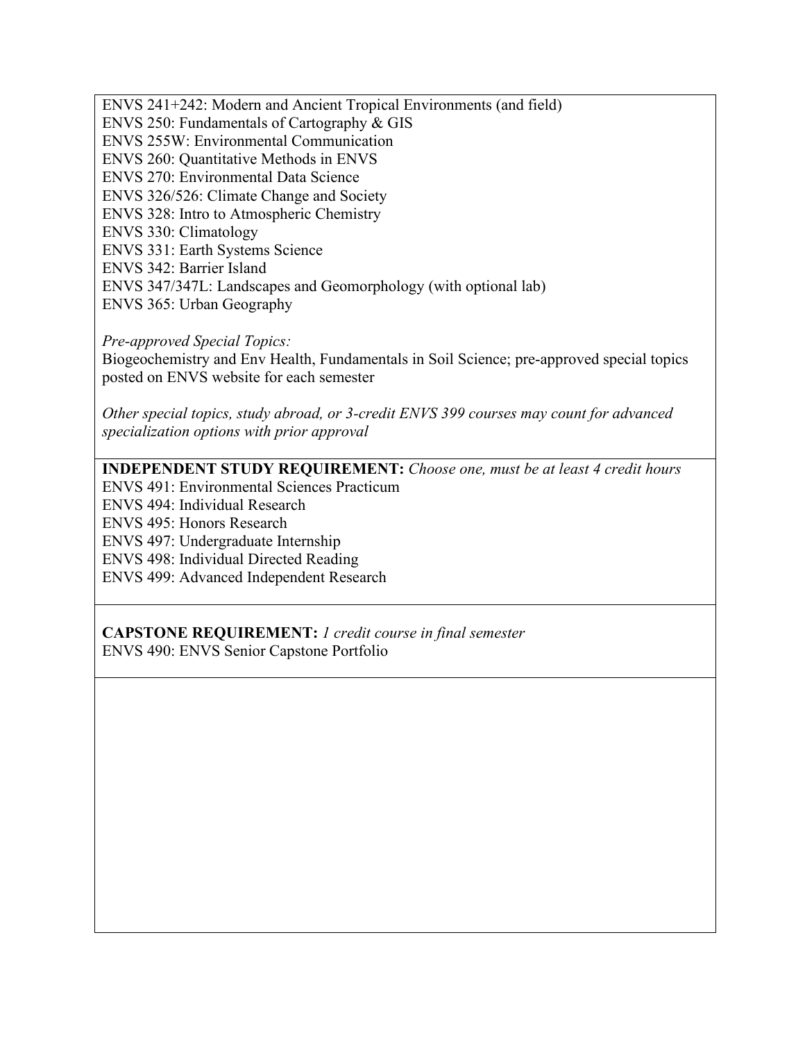ENVS 241+242: Modern and Ancient Tropical Environments (and field)
ENVS 250: Fundamentals of Cartography & GIS
ENVS 255W: Environmental Communication
ENVS 260: Quantitative Methods in ENVS
ENVS 270: Environmental Data Science
ENVS 326/526: Climate Change and Society
ENVS 328: Intro to Atmospheric Chemistry
ENVS 330: Climatology
ENVS 331: Earth Systems Science
ENVS 342: Barrier Island
ENVS 347/347L: Landscapes and Geomorphology (with optional lab)
ENVS 365: Urban Geography

*Pre-approved Special Topics:*
Biogeochemistry and Env Health, Fundamentals in Soil Science; pre-approved special topics posted on ENVS website for each semester

*Other special topics, study abroad, or 3-credit ENVS 399 courses may count for advanced specialization options with prior approval*

**INDEPENDENT STUDY REQUIREMENT:** *Choose one, must be at least 4 credit hours*
ENVS 491: Environmental Sciences Practicum
ENVS 494: Individual Research
ENVS 495: Honors Research
ENVS 497: Undergraduate Internship
ENVS 498: Individual Directed Reading
ENVS 499: Advanced Independent Research

**CAPSTONE REQUIREMENT:** *1 credit course in final semester*
ENVS 490: ENVS Senior Capstone Portfolio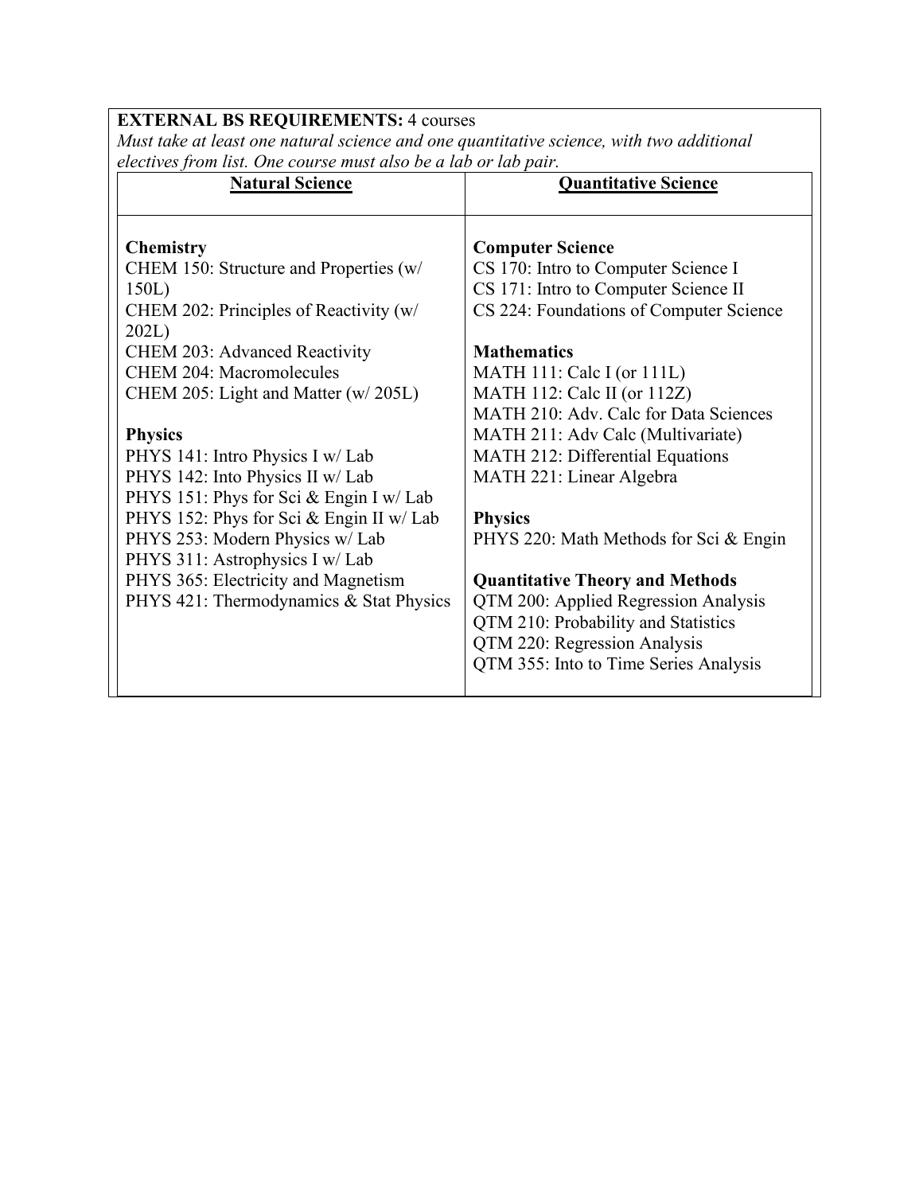**EXTERNAL BS REQUIREMENTS:** 4 courses

*Must take at least one natural science and one quantitative science, with two additional electives from list. One course must also be a lab or lab pair.*

| **Natural Science** | **Quantitative Science** |
|---|---|
| **Chemistry**<br>CHEM 150: Structure and Properties (w/ 150L)<br>CHEM 202: Principles of Reactivity (w/ 202L)<br>CHEM 203: Advanced Reactivity<br>CHEM 204: Macromolecules<br>CHEM 205: Light and Matter (w/ 205L)<br><br>**Physics**<br>PHYS 141: Intro Physics I w/ Lab<br>PHYS 142: Into Physics II w/ Lab<br>PHYS 151: Phys for Sci & Engin I w/ Lab<br>PHYS 152: Phys for Sci & Engin II w/ Lab<br>PHYS 253: Modern Physics w/ Lab<br>PHYS 311: Astrophysics I w/ Lab<br>PHYS 365: Electricity and Magnetism<br>PHYS 421: Thermodynamics & Stat Physics | **Computer Science**<br>CS 170: Intro to Computer Science I<br>CS 171: Intro to Computer Science II<br>CS 224: Foundations of Computer Science<br><br>**Mathematics**<br>MATH 111: Calc I (or 111L)<br>MATH 112: Calc II (or 112Z)<br>MATH 210: Adv. Calc for Data Sciences<br>MATH 211: Adv Calc (Multivariate)<br>MATH 212: Differential Equations<br>MATH 221: Linear Algebra<br><br>**Physics**<br>PHYS 220: Math Methods for Sci & Engin<br><br>**Quantitative Theory and Methods**<br>QTM 200: Applied Regression Analysis<br>QTM 210: Probability and Statistics<br>QTM 220: Regression Analysis<br>QTM 355: Into to Time Series Analysis |